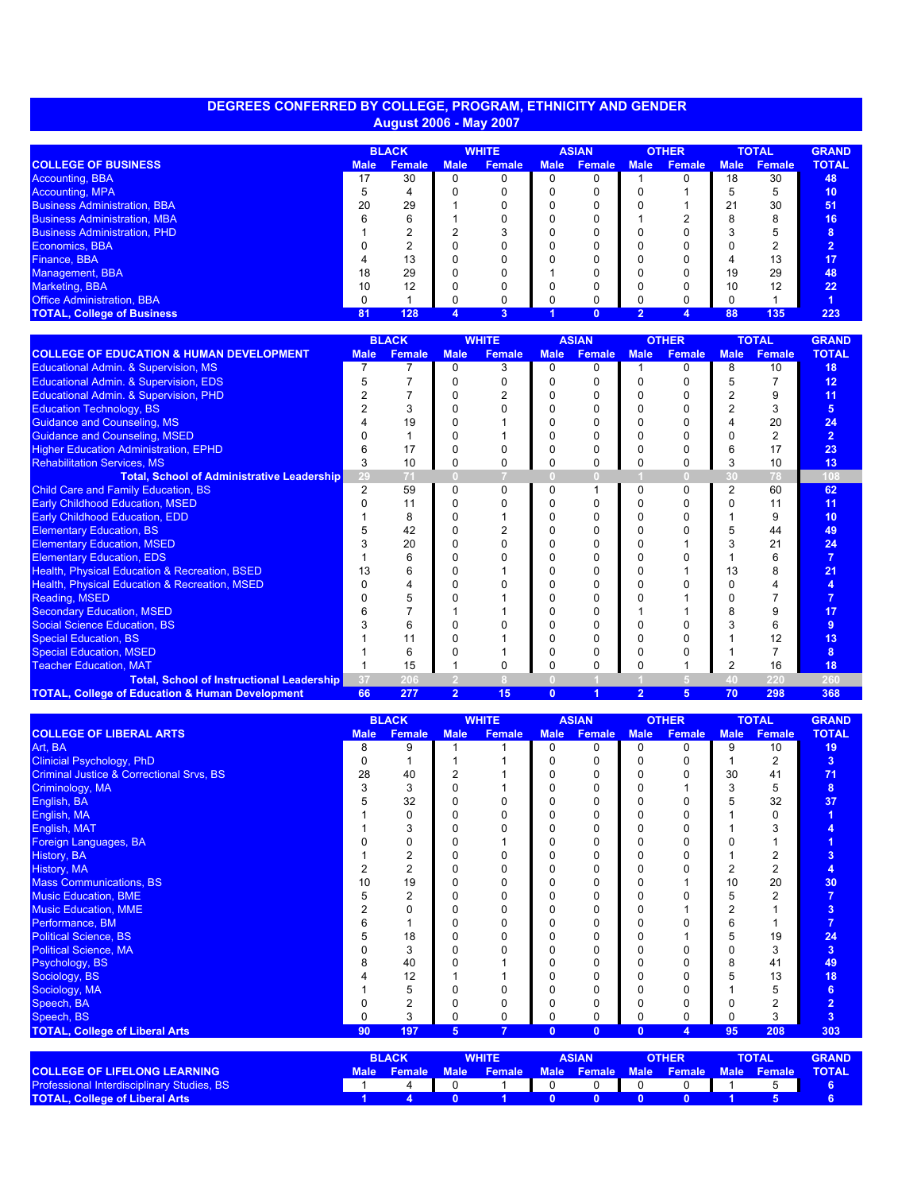# DEGREES CONFERRED BY COLLEGE, PROGRAM, ETHNICITY AND GENDER
## August 2006 - May 2007

| | BLACK | | WHITE | | ASIAN | | OTHER | | TOTAL | | GRAND |
|---|---|---|---|---|---|---|---|---|---|---|---|
| **COLLEGE OF BUSINESS** | Male | Female | Male | Female | Male | Female | Male | Female | Male | Female | TOTAL |
| Accounting, BBA | 17 | 30 | 0 | 0 | 0 | 0 | 1 | 0 | 18 | 30 | 48 |
| Accounting, MPA | 5 | 4 | 0 | 0 | 0 | 0 | 0 | 1 | 5 | 5 | 10 |
| Business Administration, BBA | 20 | 29 | 1 | 0 | 0 | 0 | 0 | 1 | 21 | 30 | 51 |
| Business Administration, MBA | 6 | 6 | 1 | 0 | 0 | 0 | 1 | 2 | 8 | 8 | 16 |
| Business Administration, PHD | 1 | 2 | 2 | 3 | 0 | 0 | 0 | 0 | 3 | 5 | 8 |
| Economics, BBA | 0 | 2 | 0 | 0 | 0 | 0 | 0 | 0 | 0 | 2 | 2 |
| Finance, BBA | 4 | 13 | 0 | 0 | 0 | 0 | 0 | 0 | 4 | 13 | 17 |
| Management, BBA | 18 | 29 | 0 | 0 | 1 | 0 | 0 | 0 | 19 | 29 | 48 |
| Marketing, BBA | 10 | 12 | 0 | 0 | 0 | 0 | 0 | 0 | 10 | 12 | 22 |
| Office Administration, BBA | 0 | 1 | 0 | 0 | 0 | 0 | 0 | 0 | 0 | 1 | 1 |
| **TOTAL, College of Business** | **81** | **128** | **4** | **3** | **1** | **0** | **2** | **4** | **88** | **135** | **223** |

| | BLACK | | WHITE | | ASIAN | | OTHER | | TOTAL | | GRAND |
|---|---|---|---|---|---|---|---|---|---|---|---|
| **COLLEGE OF EDUCATION & HUMAN DEVELOPMENT** | Male | Female | Male | Female | Male | Female | Male | Female | Male | Female | TOTAL |
| Educational Admin. & Supervision, MS | 7 | 7 | 0 | 3 | 0 | 0 | 1 | 0 | 8 | 10 | 18 |
| Educational Admin. & Supervision, EDS | 5 | 7 | 0 | 0 | 0 | 0 | 0 | 0 | 5 | 7 | 12 |
| Educational Admin. & Supervision, PHD | 2 | 7 | 0 | 2 | 0 | 0 | 0 | 0 | 2 | 9 | 11 |
| Education Technology, BS | 2 | 3 | 0 | 0 | 0 | 0 | 0 | 0 | 2 | 3 | 5 |
| Guidance and Counseling, MS | 4 | 19 | 0 | 1 | 0 | 0 | 0 | 0 | 4 | 20 | 24 |
| Guidance and Counseling, MSED | 0 | 1 | 0 | 1 | 0 | 0 | 0 | 0 | 0 | 2 | 2 |
| Higher Education Administration, EPHD | 6 | 17 | 0 | 0 | 0 | 0 | 0 | 0 | 6 | 17 | 23 |
| Rehabilitation Services, MS | 3 | 10 | 0 | 0 | 0 | 0 | 0 | 0 | 3 | 10 | 13 |
| **Total, School of Administrative Leadership** | **29** | **71** | **0** | **7** | **0** | **0** | **1** | **0** | **30** | **78** | **108** |
| Child Care and Family Education, BS | 2 | 59 | 0 | 0 | 0 | 1 | 0 | 0 | 2 | 60 | 62 |
| Early Childhood Education, MSED | 0 | 11 | 0 | 0 | 0 | 0 | 0 | 0 | 0 | 11 | 11 |
| Early Childhood Education, EDD | 1 | 8 | 0 | 1 | 0 | 0 | 0 | 0 | 1 | 9 | 10 |
| Elementary Education, BS | 5 | 42 | 0 | 2 | 0 | 0 | 0 | 0 | 5 | 44 | 49 |
| Elementary Education, MSED | 3 | 20 | 0 | 0 | 0 | 0 | 0 | 1 | 3 | 21 | 24 |
| Elementary Education, EDS | 1 | 6 | 0 | 0 | 0 | 0 | 0 | 0 | 1 | 6 | 7 |
| Health, Physical Education & Recreation, BSED | 13 | 6 | 0 | 1 | 0 | 0 | 0 | 1 | 13 | 8 | 21 |
| Health, Physical Education & Recreation, MSED | 0 | 4 | 0 | 0 | 0 | 0 | 0 | 0 | 0 | 4 | 4 |
| Reading, MSED | 0 | 5 | 0 | 1 | 0 | 0 | 0 | 1 | 0 | 7 | 7 |
| Secondary Education, MSED | 6 | 7 | 1 | 1 | 0 | 0 | 1 | 1 | 8 | 9 | 17 |
| Social Science Education, BS | 3 | 6 | 0 | 0 | 0 | 0 | 0 | 0 | 3 | 6 | 9 |
| Special Education, BS | 1 | 11 | 0 | 1 | 0 | 0 | 0 | 0 | 1 | 12 | 13 |
| Special Education, MSED | 1 | 6 | 0 | 1 | 0 | 0 | 0 | 0 | 1 | 7 | 8 |
| Teacher Education, MAT | 1 | 15 | 1 | 0 | 0 | 0 | 0 | 1 | 2 | 16 | 18 |
| **Total, School of Instructional Leadership** | **37** | **206** | **2** | **8** | **0** | **1** | **1** | **5** | **40** | **220** | **260** |
| **TOTAL, College of Education & Human Development** | **66** | **277** | **2** | **15** | **0** | **1** | **2** | **5** | **70** | **298** | **368** |

| | BLACK | | WHITE | | ASIAN | | OTHER | | TOTAL | | GRAND |
|---|---|---|---|---|---|---|---|---|---|---|---|
| **COLLEGE OF LIBERAL ARTS** | Male | Female | Male | Female | Male | Female | Male | Female | Male | Female | TOTAL |
| Art, BA | 8 | 9 | 1 | 1 | 0 | 0 | 0 | 0 | 9 | 10 | 19 |
| Clinicial Psychology, PhD | 0 | 1 | 1 | 1 | 0 | 0 | 0 | 0 | 1 | 2 | 3 |
| Criminal Justice & Correctional Srvs, BS | 28 | 40 | 2 | 1 | 0 | 0 | 0 | 0 | 30 | 41 | 71 |
| Criminology, MA | 3 | 3 | 0 | 1 | 0 | 0 | 0 | 1 | 3 | 5 | 8 |
| English, BA | 5 | 32 | 0 | 0 | 0 | 0 | 0 | 0 | 5 | 32 | 37 |
| English, MA | 1 | 0 | 0 | 0 | 0 | 0 | 0 | 0 | 1 | 0 | 1 |
| English, MAT | 1 | 3 | 0 | 0 | 0 | 0 | 0 | 0 | 1 | 3 | 4 |
| Foreign Languages, BA | 0 | 0 | 0 | 1 | 0 | 0 | 0 | 0 | 0 | 1 | 1 |
| History, BA | 1 | 2 | 0 | 0 | 0 | 0 | 0 | 0 | 1 | 2 | 3 |
| History, MA | 2 | 2 | 0 | 0 | 0 | 0 | 0 | 0 | 2 | 2 | 4 |
| Mass Communications, BS | 10 | 19 | 0 | 0 | 0 | 0 | 0 | 1 | 10 | 20 | 30 |
| Music Education, BME | 5 | 2 | 0 | 0 | 0 | 0 | 0 | 0 | 5 | 2 | 7 |
| Music Education, MME | 2 | 0 | 0 | 0 | 0 | 0 | 0 | 1 | 2 | 1 | 3 |
| Performance, BM | 6 | 1 | 0 | 0 | 0 | 0 | 0 | 0 | 6 | 1 | 7 |
| Political Science, BS | 5 | 18 | 0 | 0 | 0 | 0 | 0 | 1 | 5 | 19 | 24 |
| Political Science, MA | 0 | 3 | 0 | 0 | 0 | 0 | 0 | 0 | 0 | 3 | 3 |
| Psychology, BS | 8 | 40 | 0 | 1 | 0 | 0 | 0 | 0 | 8 | 41 | 49 |
| Sociology, BS | 4 | 12 | 1 | 1 | 0 | 0 | 0 | 0 | 5 | 13 | 18 |
| Sociology, MA | 1 | 5 | 0 | 0 | 0 | 0 | 0 | 0 | 1 | 5 | 6 |
| Speech, BA | 0 | 2 | 0 | 0 | 0 | 0 | 0 | 0 | 0 | 2 | 2 |
| Speech, BS | 0 | 3 | 0 | 0 | 0 | 0 | 0 | 0 | 0 | 3 | 3 |
| **TOTAL, College of Liberal Arts** | **90** | **197** | **5** | **7** | **0** | **0** | **0** | **4** | **95** | **208** | **303** |

| | BLACK | | WHITE | | ASIAN | | OTHER | | TOTAL | | GRAND |
|---|---|---|---|---|---|---|---|---|---|---|---|
| **COLLEGE OF LIFELONG LEARNING** | Male | Female | Male | Female | Male | Female | Male | Female | Male | Female | TOTAL |
| Professional Interdisciplinary Studies, BS | 1 | 4 | 0 | 1 | 0 | 0 | 0 | 0 | 1 | 5 | 6 |
| **TOTAL, College of Liberal Arts** | **1** | **4** | **0** | **1** | **0** | **0** | **0** | **0** | **1** | **5** | **6** |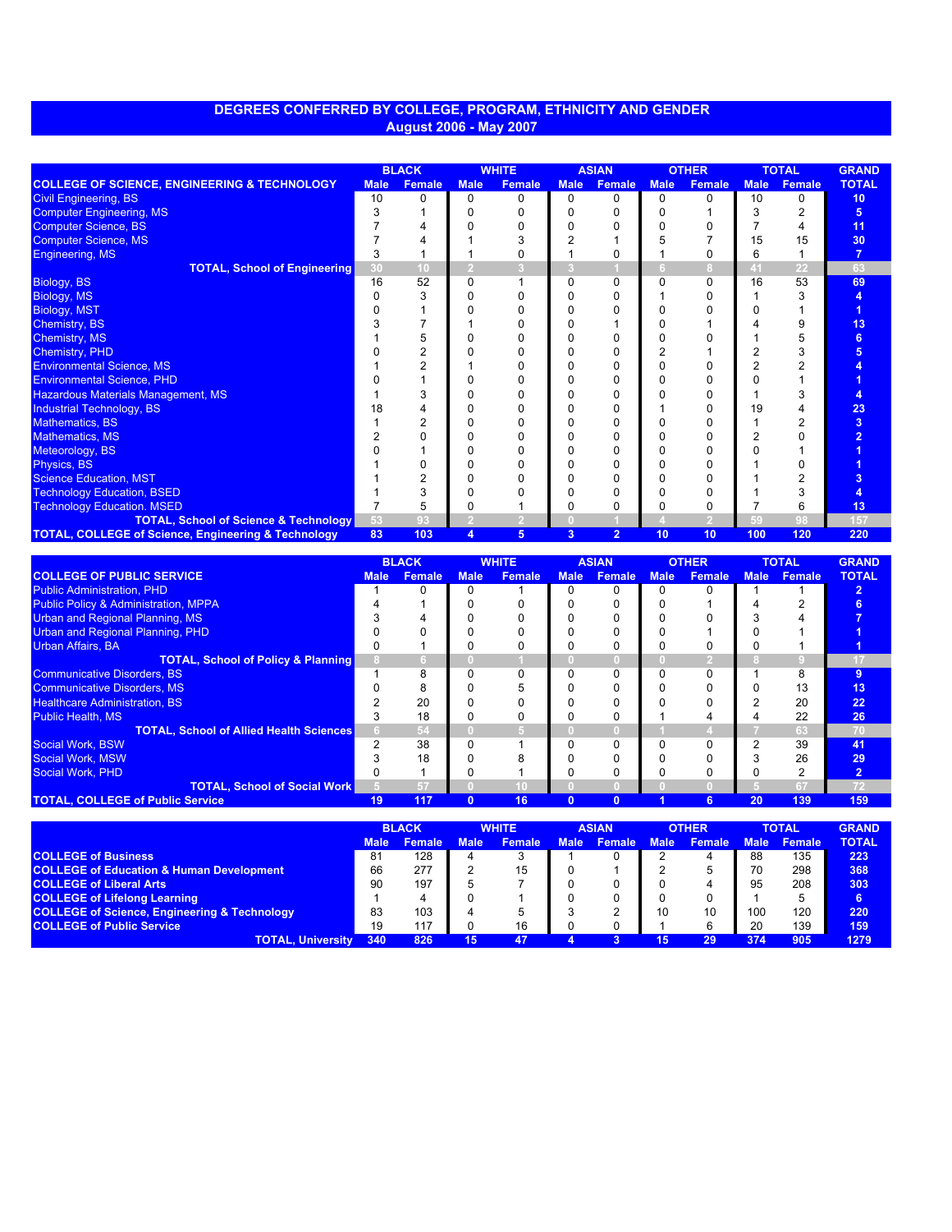# DEGREES CONFERRED BY COLLEGE, PROGRAM, ETHNICITY AND GENDER
## August 2006 - May 2007

| | BLACK | | WHITE | | ASIAN | | OTHER | | TOTAL | | GRAND |
|---|---|---|---|---|---|---|---|---|---|---|---|
| **COLLEGE OF SCIENCE, ENGINEERING & TECHNOLOGY** | **Male** | **Female** | **Male** | **Female** | **Male** | **Female** | **Male** | **Female** | **Male** | **Female** | **TOTAL** |
| Civil Engineering, BS | 10 | 0 | 0 | 0 | 0 | 0 | 0 | 0 | 10 | 0 | 10 |
| Computer Engineering, MS | 3 | 1 | 0 | 0 | 0 | 0 | 0 | 1 | 3 | 2 | 5 |
| Computer Science, BS | 7 | 4 | 0 | 0 | 0 | 0 | 0 | 0 | 7 | 4 | 11 |
| Computer Science, MS | 7 | 4 | 1 | 3 | 2 | 1 | 5 | 7 | 15 | 15 | 30 |
| Engineering, MS | 3 | 1 | 1 | 0 | 1 | 0 | 1 | 0 | 6 | 1 | 7 |
| **TOTAL, School of Engineering** | 30 | 10 | 2 | 3 | 3 | 1 | 6 | 8 | 41 | 22 | 63 |
| Biology, BS | 16 | 52 | 0 | 1 | 0 | 0 | 0 | 0 | 16 | 53 | 69 |
| Biology, MS | 0 | 3 | 0 | 0 | 0 | 0 | 1 | 0 | 1 | 3 | 4 |
| Biology, MST | 0 | 1 | 0 | 0 | 0 | 0 | 0 | 0 | 0 | 1 | 1 |
| Chemistry, BS | 3 | 7 | 1 | 0 | 0 | 1 | 0 | 1 | 4 | 9 | 13 |
| Chemistry, MS | 1 | 5 | 0 | 0 | 0 | 0 | 0 | 0 | 1 | 5 | 6 |
| Chemistry, PHD | 0 | 2 | 0 | 0 | 0 | 0 | 2 | 1 | 2 | 3 | 5 |
| Environmental Science, MS | 1 | 2 | 1 | 0 | 0 | 0 | 0 | 0 | 2 | 2 | 4 |
| Environmental Science, PHD | 0 | 1 | 0 | 0 | 0 | 0 | 0 | 0 | 0 | 1 | 1 |
| Hazardous Materials Management, MS | 1 | 3 | 0 | 0 | 0 | 0 | 0 | 0 | 1 | 3 | 4 |
| Industrial Technology, BS | 18 | 4 | 0 | 0 | 0 | 0 | 1 | 0 | 19 | 4 | 23 |
| Mathematics, BS | 1 | 2 | 0 | 0 | 0 | 0 | 0 | 0 | 1 | 2 | 3 |
| Mathematics, MS | 2 | 0 | 0 | 0 | 0 | 0 | 0 | 0 | 2 | 0 | 2 |
| Meteorology, BS | 0 | 1 | 0 | 0 | 0 | 0 | 0 | 0 | 0 | 1 | 1 |
| Physics, BS | 1 | 0 | 0 | 0 | 0 | 0 | 0 | 0 | 1 | 0 | 1 |
| Science Education, MST | 1 | 2 | 0 | 0 | 0 | 0 | 0 | 0 | 1 | 2 | 3 |
| Technology Education, BSED | 1 | 3 | 0 | 0 | 0 | 0 | 0 | 0 | 1 | 3 | 4 |
| Technology Education. MSED | 7 | 5 | 0 | 1 | 0 | 0 | 0 | 0 | 7 | 6 | 13 |
| **TOTAL, School of Science & Technology** | 53 | 93 | 2 | 2 | 0 | 1 | 4 | 2 | 59 | 98 | 157 |
| **TOTAL, COLLEGE of Science, Engineering & Technology** | 83 | 103 | 4 | 5 | 3 | 2 | 10 | 10 | 100 | 120 | 220 |

| | BLACK | | WHITE | | ASIAN | | OTHER | | TOTAL | | GRAND |
|---|---|---|---|---|---|---|---|---|---|---|---|
| **COLLEGE OF PUBLIC SERVICE** | **Male** | **Female** | **Male** | **Female** | **Male** | **Female** | **Male** | **Female** | **Male** | **Female** | **TOTAL** |
| Public Administration, PHD | 1 | 0 | 0 | 1 | 0 | 0 | 0 | 0 | 1 | 1 | 2 |
| Public Policy & Administration, MPPA | 4 | 1 | 0 | 0 | 0 | 0 | 0 | 1 | 4 | 2 | 6 |
| Urban and Regional Planning, MS | 3 | 4 | 0 | 0 | 0 | 0 | 0 | 0 | 3 | 4 | 7 |
| Urban and Regional Planning, PHD | 0 | 0 | 0 | 0 | 0 | 0 | 0 | 1 | 0 | 1 | 1 |
| Urban Affairs, BA | 0 | 1 | 0 | 0 | 0 | 0 | 0 | 0 | 0 | 1 | 1 |
| **TOTAL, School of Policy & Planning** | 8 | 6 | 0 | 1 | 0 | 0 | 0 | 2 | 8 | 9 | 17 |
| Communicative Disorders, BS | 1 | 8 | 0 | 0 | 0 | 0 | 0 | 0 | 1 | 8 | 9 |
| Communicative Disorders, MS | 0 | 8 | 0 | 5 | 0 | 0 | 0 | 0 | 0 | 13 | 13 |
| Healthcare Administration, BS | 2 | 20 | 0 | 0 | 0 | 0 | 0 | 0 | 2 | 20 | 22 |
| Public Health, MS | 3 | 18 | 0 | 0 | 0 | 0 | 1 | 4 | 4 | 22 | 26 |
| **TOTAL, School of Allied Health Sciences** | 6 | 54 | 0 | 5 | 0 | 0 | 1 | 4 | 7 | 63 | 70 |
| Social Work, BSW | 2 | 38 | 0 | 1 | 0 | 0 | 0 | 0 | 2 | 39 | 41 |
| Social Work, MSW | 3 | 18 | 0 | 8 | 0 | 0 | 0 | 0 | 3 | 26 | 29 |
| Social Work, PHD | 0 | 1 | 0 | 1 | 0 | 0 | 0 | 0 | 0 | 2 | 2 |
| **TOTAL, School of Social Work** | 5 | 57 | 0 | 10 | 0 | 0 | 0 | 0 | 5 | 67 | 72 |
| **TOTAL, COLLEGE of Public Service** | 19 | 117 | 0 | 16 | 0 | 0 | 1 | 6 | 20 | 139 | 159 |

| | BLACK | | WHITE | | ASIAN | | OTHER | | TOTAL | | GRAND |
|---|---|---|---|---|---|---|---|---|---|---|---|
| | **Male** | **Female** | **Male** | **Female** | **Male** | **Female** | **Male** | **Female** | **Male** | **Female** | **TOTAL** |
| **COLLEGE of Business** | 81 | 128 | 4 | 3 | 1 | 0 | 2 | 4 | 88 | 135 | 223 |
| **COLLEGE of Education & Human Development** | 66 | 277 | 2 | 15 | 0 | 1 | 2 | 5 | 70 | 298 | 368 |
| **COLLEGE of Liberal Arts** | 90 | 197 | 5 | 7 | 0 | 0 | 0 | 4 | 95 | 208 | 303 |
| **COLLEGE of Lifelong Learning** | 1 | 4 | 0 | 1 | 0 | 0 | 0 | 0 | 1 | 5 | 6 |
| **COLLEGE of Science, Engineering & Technology** | 83 | 103 | 4 | 5 | 3 | 2 | 10 | 10 | 100 | 120 | 220 |
| **COLLEGE of Public Service** | 19 | 117 | 0 | 16 | 0 | 0 | 1 | 6 | 20 | 139 | 159 |
| **TOTAL, University** | 340 | 826 | 15 | 47 | 4 | 3 | 15 | 29 | 374 | 905 | 1279 |